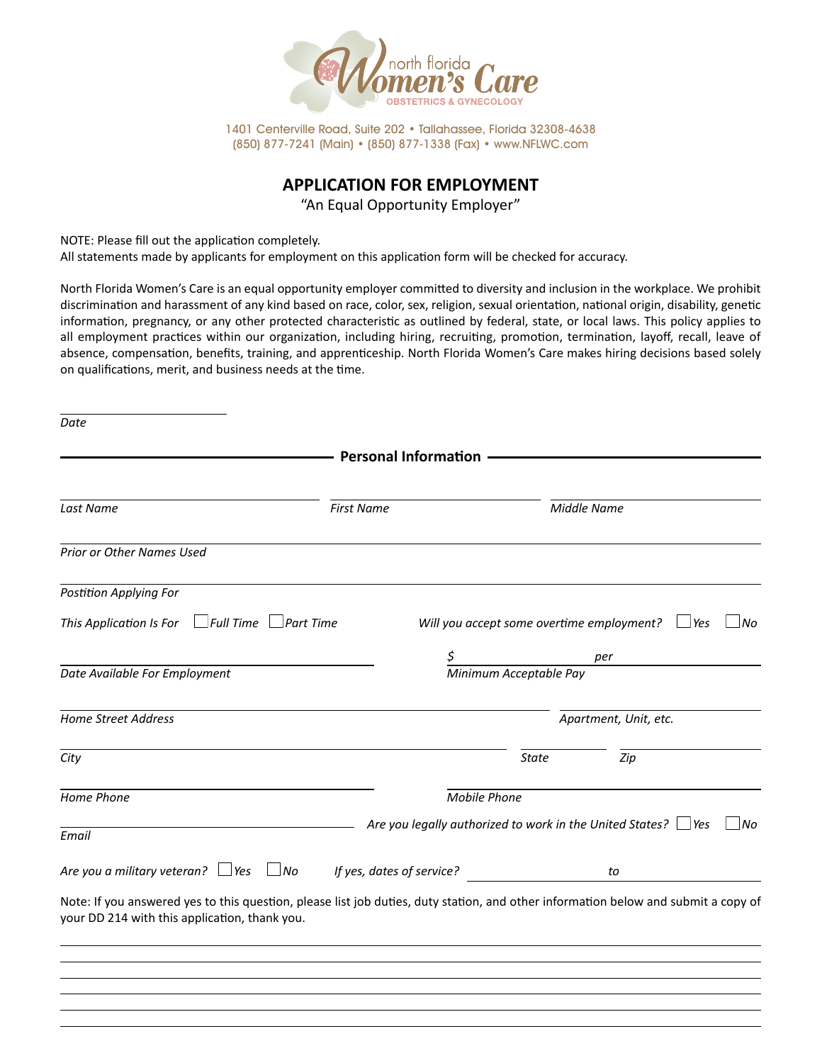north florida **Women's Care**
OBSTETRICS & GYNECOLOGY

1401 Centerville Road, Suite 202 • Tallahassee, Florida 32308-4638
(850) 877-7241 (Main) • (850) 877-1338 (Fax) • www.NFLWC.com

# APPLICATION FOR EMPLOYMENT

"An Equal Opportunity Employer"

NOTE: Please fill out the application completely.
All statements made by applicants for employment on this application form will be checked for accuracy.

North Florida Women's Care is an equal opportunity employer committed to diversity and inclusion in the workplace. We prohibit discrimination and harassment of any kind based on race, color, sex, religion, sexual orientation, national origin, disability, genetic information, pregnancy, or any other protected characteristic as outlined by federal, state, or local laws. This policy applies to all employment practices within our organization, including hiring, recruiting, promotion, termination, layoff, recall, leave of absence, compensation, benefits, training, and apprenticeship. North Florida Women's Care makes hiring decisions based solely on qualifications, merit, and business needs at the time.

______________________
*Date*

## Personal Information

*Last Name* ______________________ *First Name* ______________________ *Middle Name* ______________________

*Prior or Other Names Used* ______________________________________________

*Postition Applying For* ______________________________________________

*This Application Is For* ☐ *Full Time* ☐ *Part Time*    *Will you accept some overtime employment?* ☐ *Yes* ☐ *No*

*Date Available For Employment* ______________________    *$* __________ *per* __________ *Minimum Acceptable Pay*

*Home Street Address* ______________________________ *Apartment, Unit, etc.* ______________

*City* ______________________ *State* __________ *Zip* __________

*Home Phone* ______________________ *Mobile Phone* ______________________

*Email* ______________________    *Are you legally authorized to work in the United States?* ☐ *Yes* ☐ *No*

*Are you a military veteran?* ☐ *Yes* ☐ *No*    *If yes, dates of service?* __________ *to* __________

Note: If you answered yes to this question, please list job duties, duty station, and other information below and submit a copy of your DD 214 with this application, thank you.

______________________________________________

______________________________________________

______________________________________________

______________________________________________

______________________________________________

______________________________________________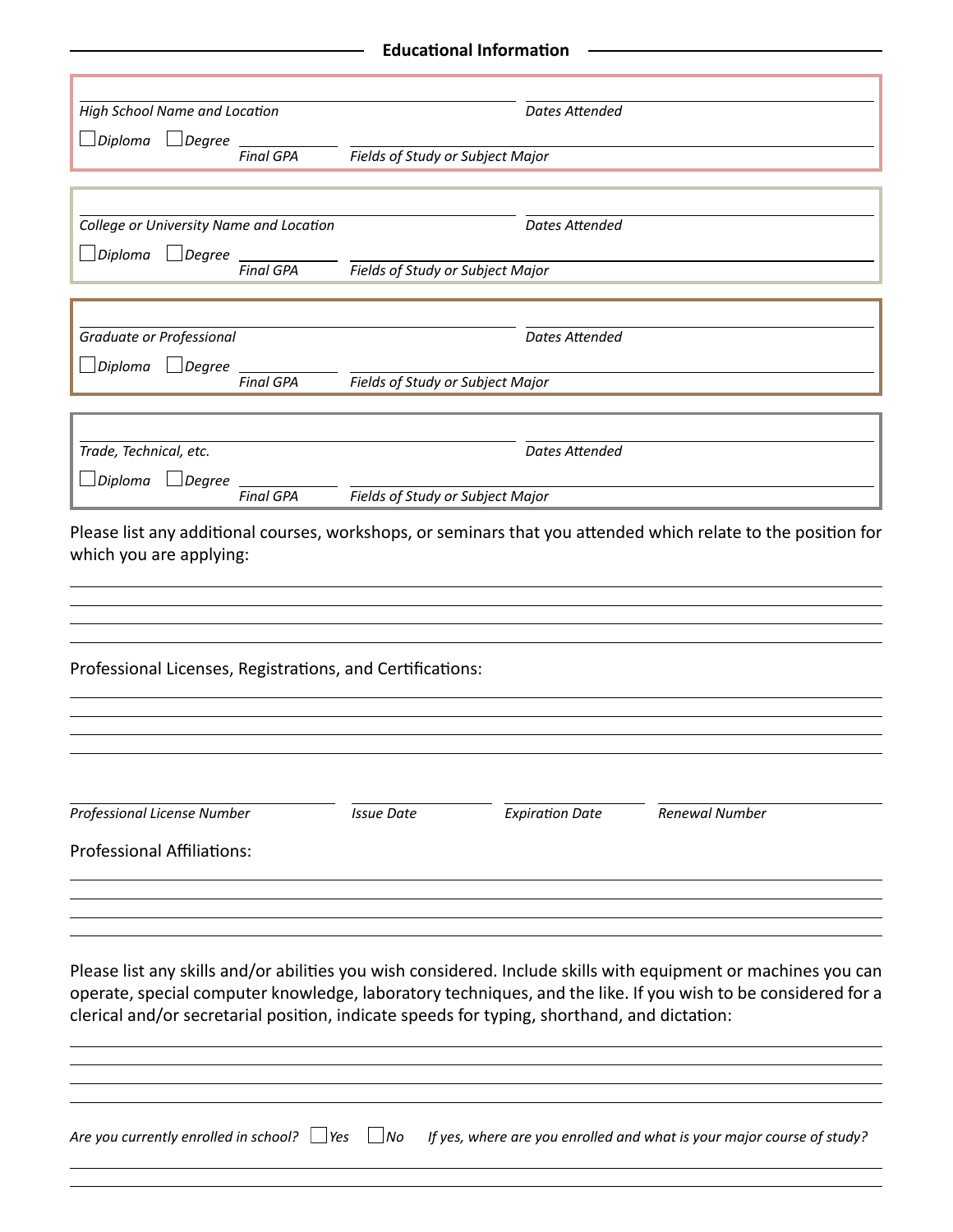## Educational Information

*High School Name and Location* ______________________ *Dates Attended* ______________________

☐ *Diploma* ☐ *Degree* ______ *Final GPA* ______________________ *Fields of Study or Subject Major*

*College or University Name and Location* ______________________ *Dates Attended* ______________________

☐ *Diploma* ☐ *Degree* ______ *Final GPA* ______________________ *Fields of Study or Subject Major*

*Graduate or Professional* ______________________ *Dates Attended* ______________________

☐ *Diploma* ☐ *Degree* ______ *Final GPA* ______________________ *Fields of Study or Subject Major*

*Trade, Technical, etc.* ______________________ *Dates Attended* ______________________

☐ *Diploma* ☐ *Degree* ______ *Final GPA* ______________________ *Fields of Study or Subject Major*

Please list any additional courses, workshops, or seminars that you attended which relate to the position for which you are applying:

______________________________________________________________________

______________________________________________________________________

______________________________________________________________________

______________________________________________________________________

Professional Licenses, Registrations, and Certifications:

______________________________________________________________________

______________________________________________________________________

______________________________________________________________________

______________________________________________________________________

*Professional License Number* ______ *Issue Date* ______ *Expiration Date* ______ *Renewal Number* ______

Professional Affiliations:

______________________________________________________________________

______________________________________________________________________

______________________________________________________________________

______________________________________________________________________

Please list any skills and/or abilities you wish considered. Include skills with equipment or machines you can operate, special computer knowledge, laboratory techniques, and the like. If you wish to be considered for a clerical and/or secretarial position, indicate speeds for typing, shorthand, and dictation:

______________________________________________________________________

______________________________________________________________________

______________________________________________________________________

______________________________________________________________________

*Are you currently enrolled in school?* ☐ *Yes* ☐ *No* *If yes, where are you enrolled and what is your major course of study?*

______________________________________________________________________

______________________________________________________________________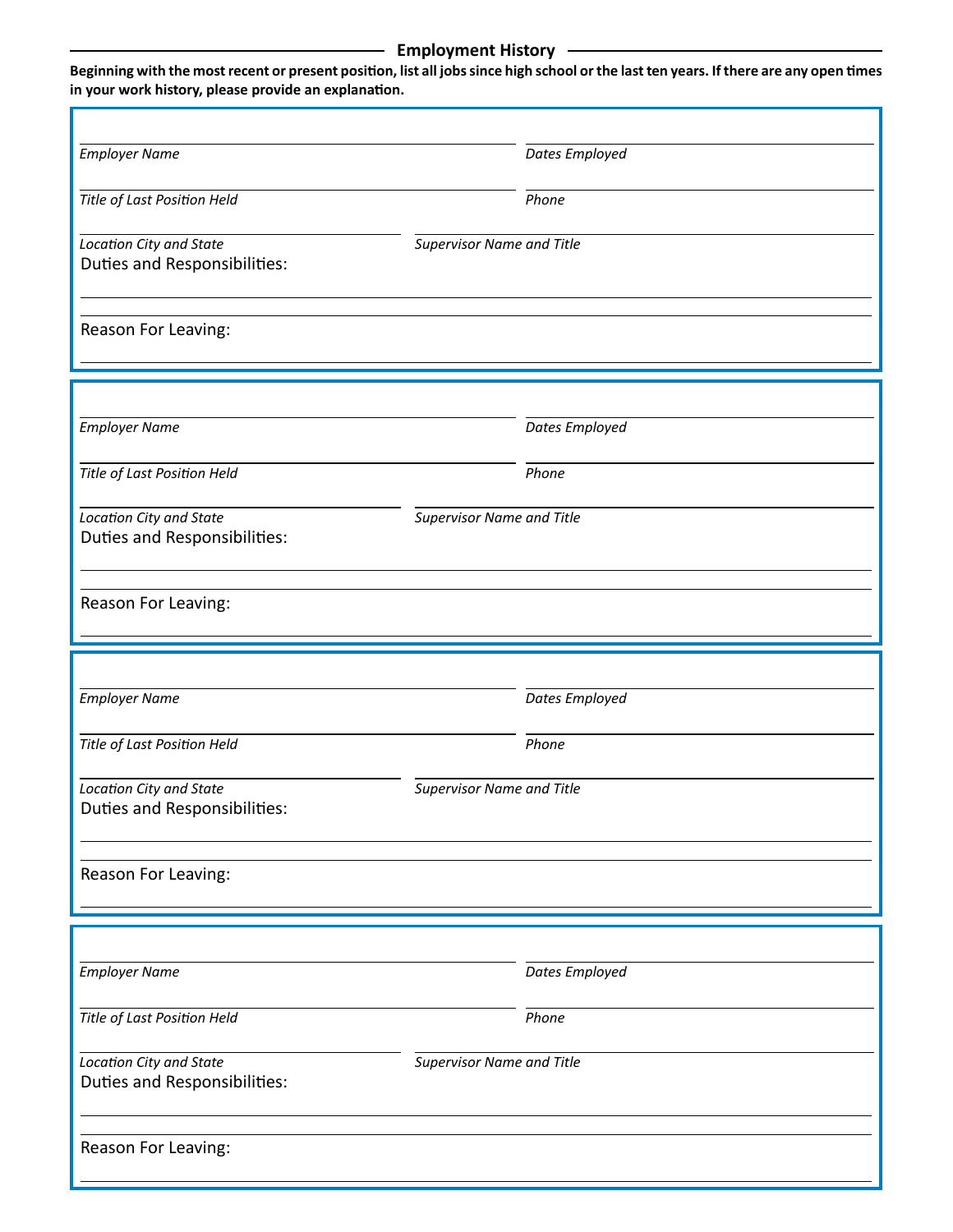## Employment History

**Beginning with the most recent or present position, list all jobs since high school or the last ten years. If there are any open times in your work history, please provide an explanation.**

---

*Employer Name* | *Dates Employed*

*Title of Last Position Held* | *Phone*

*Location City and State* | *Supervisor Name and Title*

Duties and Responsibilities:

Reason For Leaving:

---

*Employer Name* | *Dates Employed*

*Title of Last Position Held* | *Phone*

*Location City and State* | *Supervisor Name and Title*

Duties and Responsibilities:

Reason For Leaving:

---

*Employer Name* | *Dates Employed*

*Title of Last Position Held* | *Phone*

*Location City and State* | *Supervisor Name and Title*

Duties and Responsibilities:

Reason For Leaving:

---

*Employer Name* | *Dates Employed*

*Title of Last Position Held* | *Phone*

*Location City and State* | *Supervisor Name and Title*

Duties and Responsibilities:

Reason For Leaving: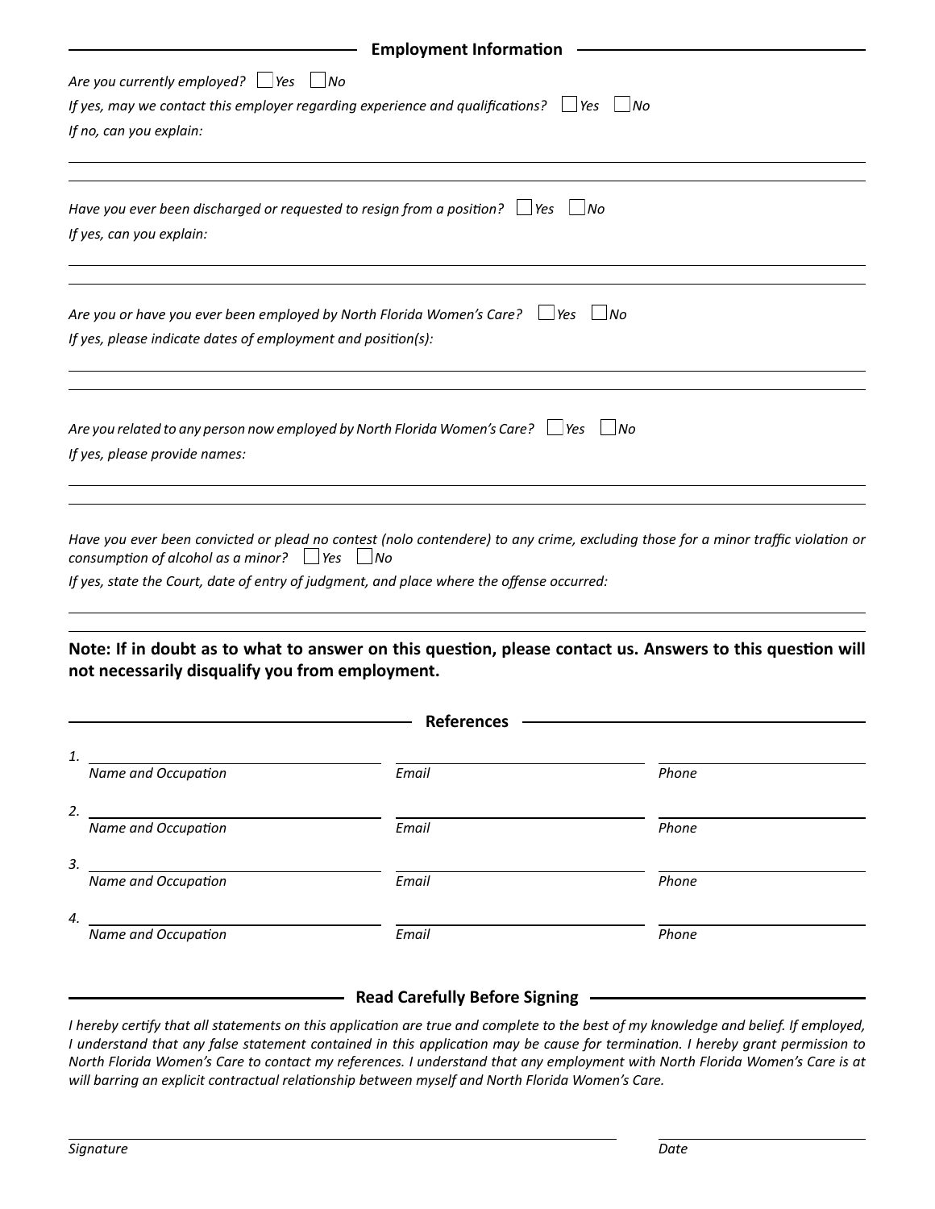## Employment Information

*Are you currently employed?* ☐ *Yes* ☐ *No*

*If yes, may we contact this employer regarding experience and qualifications?* ☐ *Yes* ☐ *No*

*If no, can you explain:*

*Have you ever been discharged or requested to resign from a position?* ☐ *Yes* ☐ *No*

*If yes, can you explain:*

*Are you or have you ever been employed by North Florida Women's Care?* ☐ *Yes* ☐ *No*

*If yes, please indicate dates of employment and position(s):*

*Are you related to any person now employed by North Florida Women's Care?* ☐ *Yes* ☐ *No*

*If yes, please provide names:*

*Have you ever been convicted or plead no contest (nolo contendere) to any crime, excluding those for a minor traffic violation or consumption of alcohol as a minor?* ☐ *Yes* ☐ *No*

*If yes, state the Court, date of entry of judgment, and place where the offense occurred:*

**Note: If in doubt as to what to answer on this question, please contact us. Answers to this question will not necessarily disqualify you from employment.**

## References

| | | | |
|---|---|---|---|
| 1. | *Name and Occupation* | *Email* | *Phone* |
| 2. | *Name and Occupation* | *Email* | *Phone* |
| 3. | *Name and Occupation* | *Email* | *Phone* |
| 4. | *Name and Occupation* | *Email* | *Phone* |

## Read Carefully Before Signing

*I hereby certify that all statements on this application are true and complete to the best of my knowledge and belief. If employed, I understand that any false statement contained in this application may be cause for termination. I hereby grant permission to North Florida Women's Care to contact my references. I understand that any employment with North Florida Women's Care is at will barring an explicit contractual relationship between myself and North Florida Women's Care.*

*Signature*

*Date*